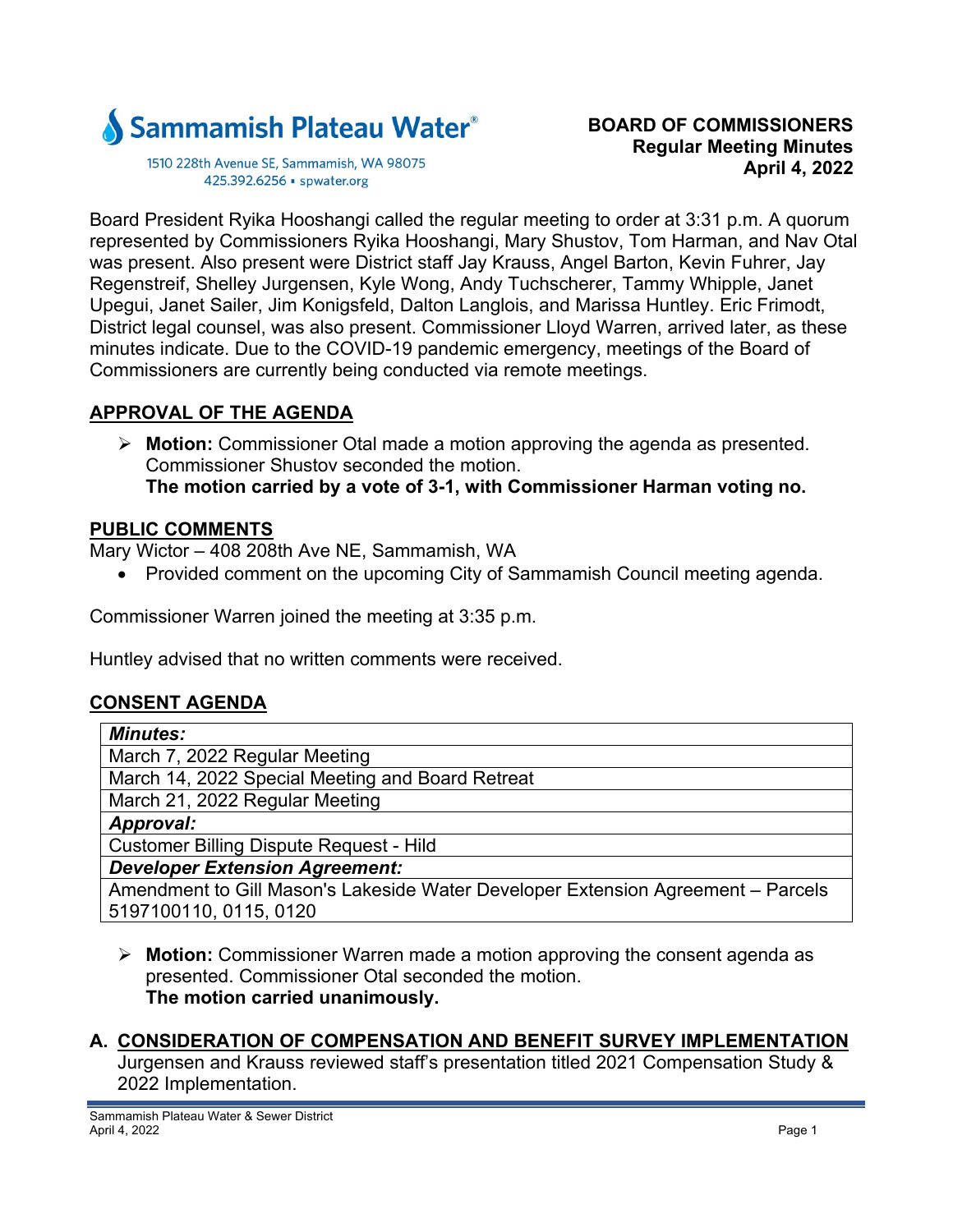Sammamish Plateau Water®

1510 228th Avenue SE, Sammamish, WA 98075
425.392.6256 ▪ spwater.org

**BOARD OF COMMISSIONERS**
**Regular Meeting Minutes**
**April 4, 2022**

Board President Ryika Hooshangi called the regular meeting to order at 3:31 p.m. A quorum represented by Commissioners Ryika Hooshangi, Mary Shustov, Tom Harman, and Nav Otal was present. Also present were District staff Jay Krauss, Angel Barton, Kevin Fuhrer, Jay Regenstreif, Shelley Jurgensen, Kyle Wong, Andy Tuchscherer, Tammy Whipple, Janet Upegui, Janet Sailer, Jim Konigsfeld, Dalton Langlois, and Marissa Huntley. Eric Frimodt, District legal counsel, was also present. Commissioner Lloyd Warren, arrived later, as these minutes indicate. Due to the COVID-19 pandemic emergency, meetings of the Board of Commissioners are currently being conducted via remote meetings.

## APPROVAL OF THE AGENDA

- **Motion:** Commissioner Otal made a motion approving the agenda as presented. Commissioner Shustov seconded the motion.
  **The motion carried by a vote of 3-1, with Commissioner Harman voting no.**

## PUBLIC COMMENTS

Mary Wictor – 408 208th Ave NE, Sammamish, WA

- Provided comment on the upcoming City of Sammamish Council meeting agenda.

Commissioner Warren joined the meeting at 3:35 p.m.

Huntley advised that no written comments were received.

## CONSENT AGENDA

| ***Minutes:*** |
|---|
| March 7, 2022 Regular Meeting |
| March 14, 2022 Special Meeting and Board Retreat |
| March 21, 2022 Regular Meeting |
| ***Approval:*** |
| Customer Billing Dispute Request - Hild |
| ***Developer Extension Agreement:*** |
| Amendment to Gill Mason's Lakeside Water Developer Extension Agreement – Parcels 5197100110, 0115, 0120 |

- **Motion:** Commissioner Warren made a motion approving the consent agenda as presented. Commissioner Otal seconded the motion.
  **The motion carried unanimously.**

## A. CONSIDERATION OF COMPENSATION AND BENEFIT SURVEY IMPLEMENTATION

Jurgensen and Krauss reviewed staff's presentation titled 2021 Compensation Study & 2022 Implementation.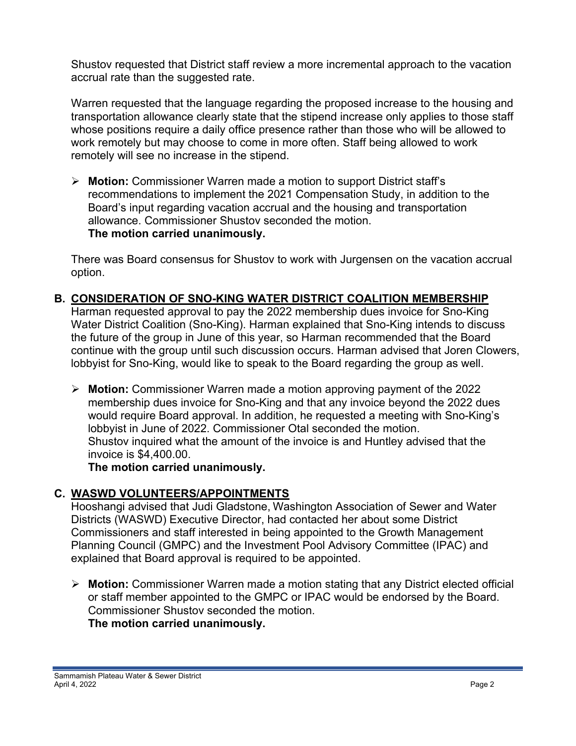Shustov requested that District staff review a more incremental approach to the vacation accrual rate than the suggested rate.

Warren requested that the language regarding the proposed increase to the housing and transportation allowance clearly state that the stipend increase only applies to those staff whose positions require a daily office presence rather than those who will be allowed to work remotely but may choose to come in more often. Staff being allowed to work remotely will see no increase in the stipend.

- **Motion:** Commissioner Warren made a motion to support District staff's recommendations to implement the 2021 Compensation Study, in addition to the Board's input regarding vacation accrual and the housing and transportation allowance. Commissioner Shustov seconded the motion.
  **The motion carried unanimously.**

There was Board consensus for Shustov to work with Jurgensen on the vacation accrual option.

### B. CONSIDERATION OF SNO-KING WATER DISTRICT COALITION MEMBERSHIP

Harman requested approval to pay the 2022 membership dues invoice for Sno-King Water District Coalition (Sno-King). Harman explained that Sno-King intends to discuss the future of the group in June of this year, so Harman recommended that the Board continue with the group until such discussion occurs. Harman advised that Joren Clowers, lobbyist for Sno-King, would like to speak to the Board regarding the group as well.

- **Motion:** Commissioner Warren made a motion approving payment of the 2022 membership dues invoice for Sno-King and that any invoice beyond the 2022 dues would require Board approval. In addition, he requested a meeting with Sno-King's lobbyist in June of 2022. Commissioner Otal seconded the motion.
  Shustov inquired what the amount of the invoice is and Huntley advised that the invoice is $4,400.00.
  **The motion carried unanimously.**

### C. WASWD VOLUNTEERS/APPOINTMENTS

Hooshangi advised that Judi Gladstone, Washington Association of Sewer and Water Districts (WASWD) Executive Director, had contacted her about some District Commissioners and staff interested in being appointed to the Growth Management Planning Council (GMPC) and the Investment Pool Advisory Committee (IPAC) and explained that Board approval is required to be appointed.

- **Motion:** Commissioner Warren made a motion stating that any District elected official or staff member appointed to the GMPC or IPAC would be endorsed by the Board. Commissioner Shustov seconded the motion.
  **The motion carried unanimously.**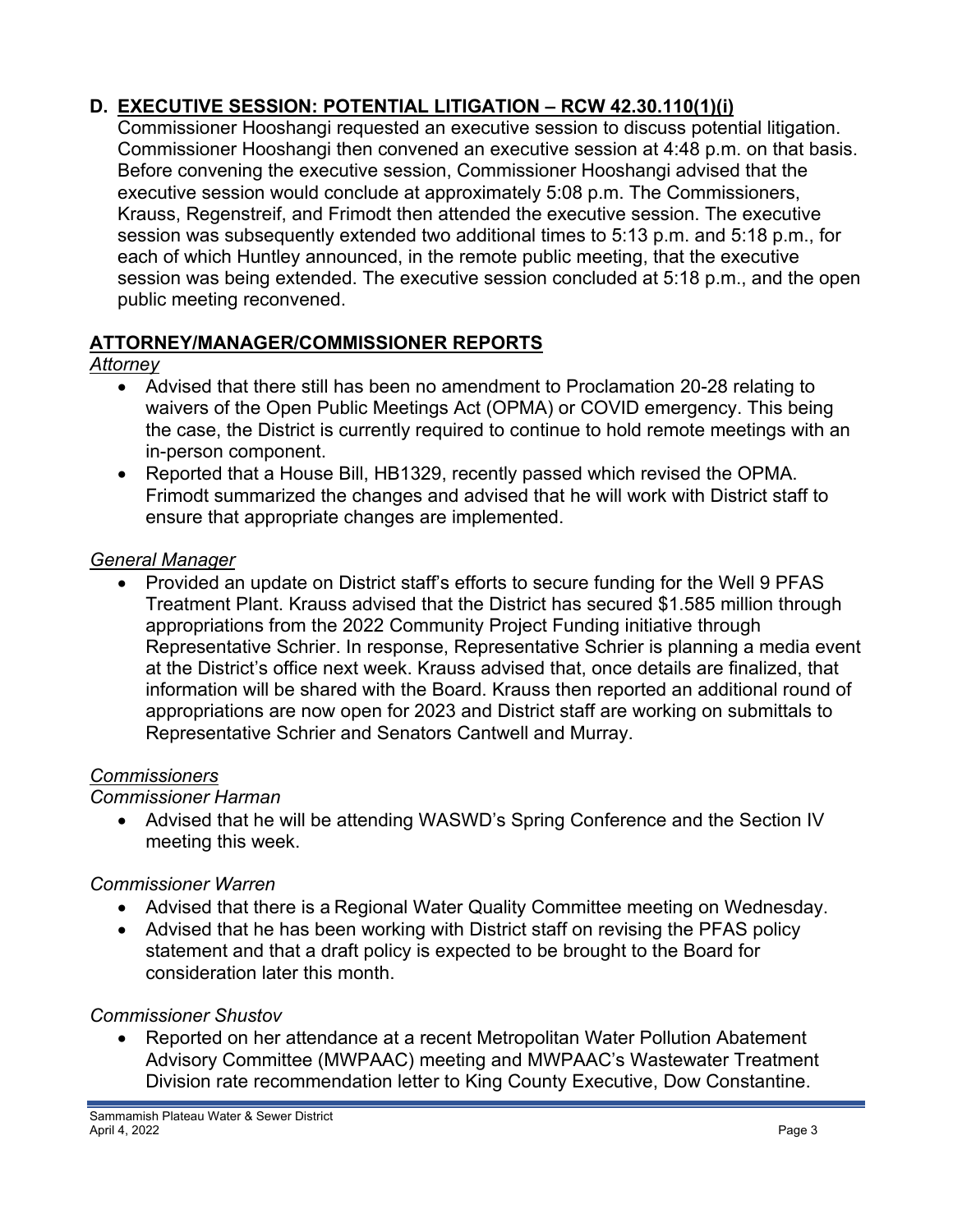## D. EXECUTIVE SESSION: POTENTIAL LITIGATION – RCW 42.30.110(1)(i)

Commissioner Hooshangi requested an executive session to discuss potential litigation. Commissioner Hooshangi then convened an executive session at 4:48 p.m. on that basis. Before convening the executive session, Commissioner Hooshangi advised that the executive session would conclude at approximately 5:08 p.m. The Commissioners, Krauss, Regenstreif, and Frimodt then attended the executive session. The executive session was subsequently extended two additional times to 5:13 p.m. and 5:18 p.m., for each of which Huntley announced, in the remote public meeting, that the executive session was being extended. The executive session concluded at 5:18 p.m., and the open public meeting reconvened.

## ATTORNEY/MANAGER/COMMISSIONER REPORTS

*Attorney*

- Advised that there still has been no amendment to Proclamation 20-28 relating to waivers of the Open Public Meetings Act (OPMA) or COVID emergency. This being the case, the District is currently required to continue to hold remote meetings with an in-person component.
- Reported that a House Bill, HB1329, recently passed which revised the OPMA. Frimodt summarized the changes and advised that he will work with District staff to ensure that appropriate changes are implemented.

*General Manager*

- Provided an update on District staff's efforts to secure funding for the Well 9 PFAS Treatment Plant. Krauss advised that the District has secured $1.585 million through appropriations from the 2022 Community Project Funding initiative through Representative Schrier. In response, Representative Schrier is planning a media event at the District's office next week. Krauss advised that, once details are finalized, that information will be shared with the Board. Krauss then reported an additional round of appropriations are now open for 2023 and District staff are working on submittals to Representative Schrier and Senators Cantwell and Murray.

*Commissioners*

*Commissioner Harman*

- Advised that he will be attending WASWD's Spring Conference and the Section IV meeting this week.

*Commissioner Warren*

- Advised that there is a Regional Water Quality Committee meeting on Wednesday.
- Advised that he has been working with District staff on revising the PFAS policy statement and that a draft policy is expected to be brought to the Board for consideration later this month.

*Commissioner Shustov*

- Reported on her attendance at a recent Metropolitan Water Pollution Abatement Advisory Committee (MWPAAC) meeting and MWPAAC's Wastewater Treatment Division rate recommendation letter to King County Executive, Dow Constantine.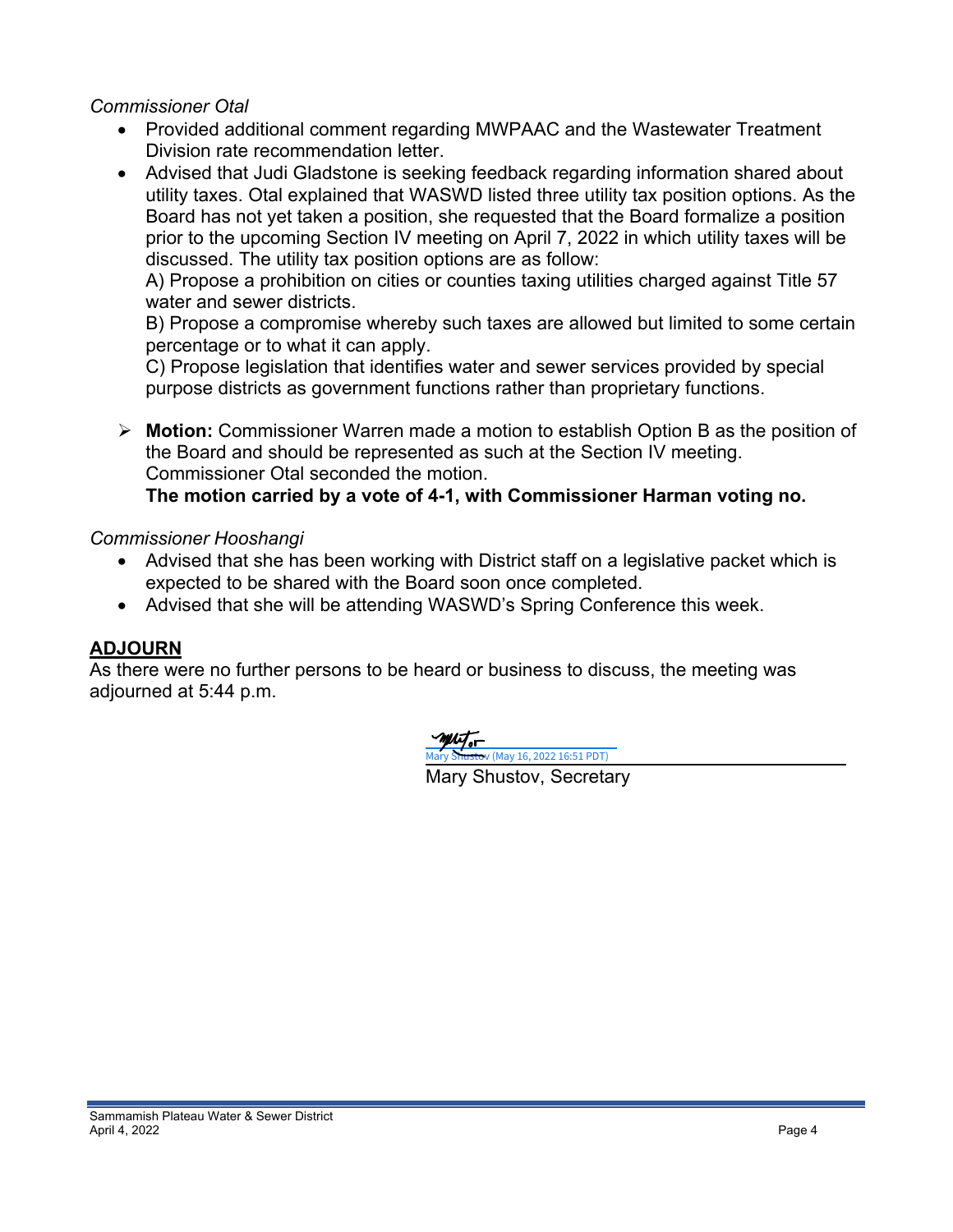*Commissioner Otal*

- Provided additional comment regarding MWPAAC and the Wastewater Treatment Division rate recommendation letter.
- Advised that Judi Gladstone is seeking feedback regarding information shared about utility taxes. Otal explained that WASWD listed three utility tax position options. As the Board has not yet taken a position, she requested that the Board formalize a position prior to the upcoming Section IV meeting on April 7, 2022 in which utility taxes will be discussed. The utility tax position options are as follow:

  A) Propose a prohibition on cities or counties taxing utilities charged against Title 57 water and sewer districts.

  B) Propose a compromise whereby such taxes are allowed but limited to some certain percentage or to what it can apply.

  C) Propose legislation that identifies water and sewer services provided by special purpose districts as government functions rather than proprietary functions.

➢ **Motion:** Commissioner Warren made a motion to establish Option B as the position of the Board and should be represented as such at the Section IV meeting. Commissioner Otal seconded the motion.
**The motion carried by a vote of 4-1, with Commissioner Harman voting no.**

*Commissioner Hooshangi*

- Advised that she has been working with District staff on a legislative packet which is expected to be shared with the Board soon once completed.
- Advised that she will be attending WASWD's Spring Conference this week.

## ADJOURN

As there were no further persons to be heard or business to discuss, the meeting was adjourned at 5:44 p.m.

Mary Shustov (May 16, 2022 16:51 PDT)

Mary Shustov, Secretary